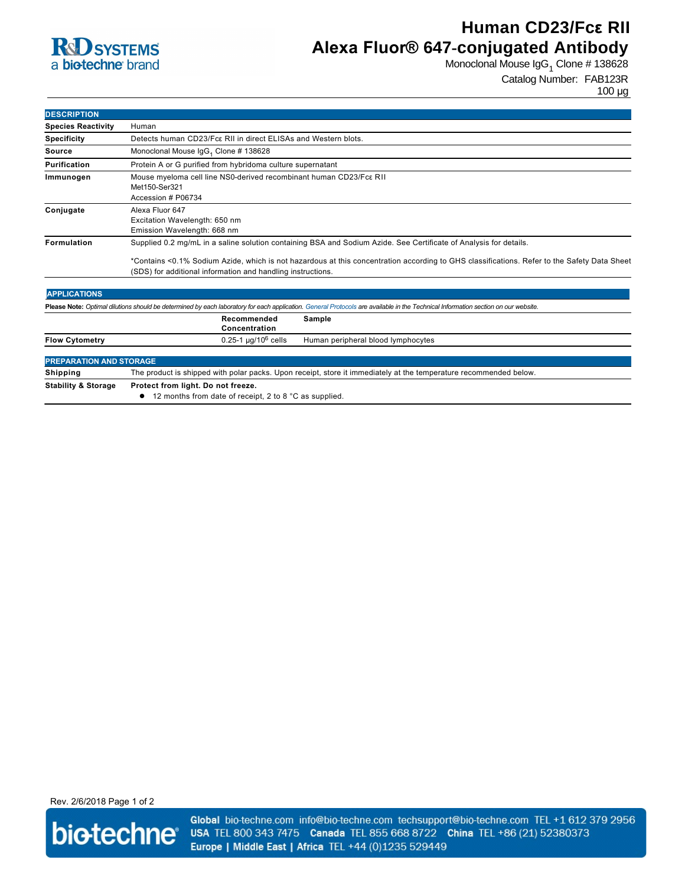R&D SYSTEMS
a bio-techne brand

# Human CD23/Fcε RII Alexa Fluor® 647-conjugated Antibody

Monoclonal Mouse $IgG_1$ Clone # 138628

Catalog Number: FAB123R

100 µg

## DESCRIPTION

| | |
|---|---|
| **Species Reactivity** | Human |
| **Specificity** | Detects human CD23/Fcε RII in direct ELISAs and Western blots. |
| **Source** | Monoclonal Mouse $IgG_1$ Clone # 138628 |
| **Purification** | Protein A or G purified from hybridoma culture supernatant |
| **Immunogen** | Mouse myeloma cell line NS0-derived recombinant human CD23/Fcε RII<br>Met150-Ser321<br>Accession # P06734 |
| **Conjugate** | Alexa Fluor 647<br>Excitation Wavelength: 650 nm<br>Emission Wavelength: 668 nm |
| **Formulation** | Supplied 0.2 mg/mL in a saline solution containing BSA and Sodium Azide. See Certificate of Analysis for details.<br><br>*Contains <0.1% Sodium Azide, which is not hazardous at this concentration according to GHS classifications. Refer to the Safety Data Sheet (SDS) for additional information and handling instructions. |

## APPLICATIONS

**Please Note:** *Optimal dilutions should be determined by each laboratory for each application. General Protocols are available in the Technical Information section on our website.*

| | Recommended Concentration | Sample |
|---|---|---|
| **Flow Cytometry** | 0.25-1 µg/$10^6$ cells | Human peripheral blood lymphocytes |

## PREPARATION AND STORAGE

| | |
|---|---|
| **Shipping** | The product is shipped with polar packs. Upon receipt, store it immediately at the temperature recommended below. |
| **Stability & Storage** | **Protect from light. Do not freeze.**<br>● 12 months from date of receipt, 2 to 8 °C as supplied. |

Rev. 2/6/2018

bio-techne

**Global** bio-techne.com info@bio-techne.com techsupport@bio-techne.com TEL +1 612 379 2956
**USA** TEL 800 343 7475 **Canada** TEL 855 668 8722 **China** TEL +86 (21) 52380373
**Europe | Middle East | Africa** TEL +44 (0)1235 529449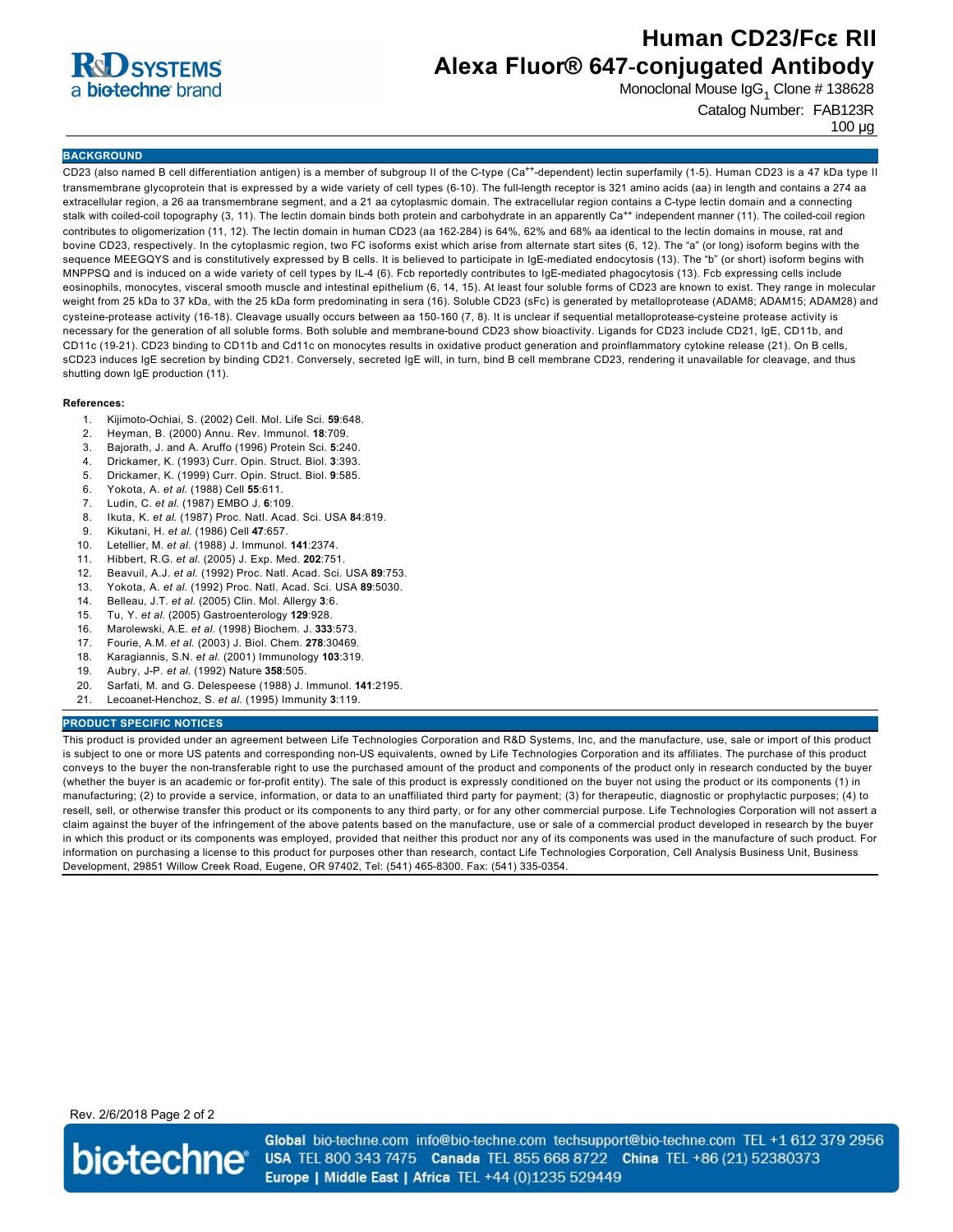# Human CD23/Fcε RII Alexa Fluor® 647-conjugated Antibody

Monoclonal Mouse $IgG_1$ Clone # 138628

Catalog Number: FAB123R

100 µg

## BACKGROUND

CD23 (also named B cell differentiation antigen) is a member of subgroup II of the C-type ($Ca^{++}$-dependent) lectin superfamily (1-5). Human CD23 is a 47 kDa type II transmembrane glycoprotein that is expressed by a wide variety of cell types (6-10). The full-length receptor is 321 amino acids (aa) in length and contains a 274 aa extracellular region, a 26 aa transmembrane segment, and a 21 aa cytoplasmic domain. The extracellular region contains a C-type lectin domain and a connecting stalk with coiled-coil topography (3, 11). The lectin domain binds both protein and carbohydrate in an apparently $Ca^{++}$ independent manner (11). The coiled-coil region contributes to oligomerization (11, 12). The lectin domain in human CD23 (aa 162-284) is 64%, 62% and 68% aa identical to the lectin domains in mouse, rat and bovine CD23, respectively. In the cytoplasmic region, two FC isoforms exist which arise from alternate start sites (6, 12). The "a" (or long) isoform begins with the sequence MEEGQYS and is constitutively expressed by B cells. It is believed to participate in IgE-mediated endocytosis (13). The "b" (or short) isoform begins with MNPPSQ and is induced on a wide variety of cell types by IL-4 (6). Fcb reportedly contributes to IgE-mediated phagocytosis (13). Fcb expressing cells include eosinophils, monocytes, visceral smooth muscle and intestinal epithelium (6, 14, 15). At least four soluble forms of CD23 are known to exist. They range in molecular weight from 25 kDa to 37 kDa, with the 25 kDa form predominating in sera (16). Soluble CD23 (sFc) is generated by metalloprotease (ADAM8; ADAM15; ADAM28) and cysteine-protease activity (16-18). Cleavage usually occurs between aa 150-160 (7, 8). It is unclear if sequential metalloprotease-cysteine protease activity is necessary for the generation of all soluble forms. Both soluble and membrane-bound CD23 show bioactivity. Ligands for CD23 include CD21, IgE, CD11b, and CD11c (19-21). CD23 binding to CD11b and Cd11c on monocytes results in oxidative product generation and proinflammatory cytokine release (21). On B cells, sCD23 induces IgE secretion by binding CD21. Conversely, secreted IgE will, in turn, bind B cell membrane CD23, rendering it unavailable for cleavage, and thus shutting down IgE production (11).

**References:**

1. Kijimoto-Ochiai, S. (2002) Cell. Mol. Life Sci. **59**:648.
2. Heyman, B. (2000) Annu. Rev. Immunol. **18**:709.
3. Bajorath, J. and A. Aruffo (1996) Protein Sci. **5**:240.
4. Drickamer, K. (1993) Curr. Opin. Struct. Biol. **3**:393.
5. Drickamer, K. (1999) Curr. Opin. Struct. Biol. **9**:585.
6. Yokota, A. *et al.* (1988) Cell **55**:611.
7. Ludin, C. *et al.* (1987) EMBO J. **6**:109.
8. Ikuta, K. *et al.* (1987) Proc. Natl. Acad. Sci. USA **8**4:819.
9. Kikutani, H. *et al.* (1986) Cell **47**:657.
10. Letellier, M. *et al.* (1988) J. Immunol. **141**:2374.
11. Hibbert, R.G. *et al.* (2005) J. Exp. Med. **202**:751.
12. Beavuil, A.J. *et al.* (1992) Proc. Natl. Acad. Sci. USA **89**:753.
13. Yokota, A. *et al.* (1992) Proc. Natl. Acad. Sci. USA **89**:5030.
14. Belleau, J.T. *et al.* (2005) Clin. Mol. Allergy **3**:6.
15. Tu, Y. *et al.* (2005) Gastroenterology **129**:928.
16. Marolewski, A.E. *et al.* (1998) Biochem. J. **333**:573.
17. Fourie, A.M. *et al.* (2003) J. Biol. Chem. **278**:30469.
18. Karagiannis, S.N. *et al.* (2001) Immunology **103**:319.
19. Aubry, J-P. *et al.* (1992) Nature **358**:505.
20. Sarfati, M. and G. Delespeese (1988) J. Immunol. **141**:2195.
21. Lecoanet-Henchoz, S. *et al.* (1995) Immunity **3**:119.

## PRODUCT SPECIFIC NOTICES

This product is provided under an agreement between Life Technologies Corporation and R&D Systems, Inc, and the manufacture, use, sale or import of this product is subject to one or more US patents and corresponding non-US equivalents, owned by Life Technologies Corporation and its affiliates. The purchase of this product conveys to the buyer the non-transferable right to use the purchased amount of the product and components of the product only in research conducted by the buyer (whether the buyer is an academic or for-profit entity). The sale of this product is expressly conditioned on the buyer not using the product or its components (1) in manufacturing; (2) to provide a service, information, or data to an unaffiliated third party for payment; (3) for therapeutic, diagnostic or prophylactic purposes; (4) to resell, sell, or otherwise transfer this product or its components to any third party, or for any other commercial purpose. Life Technologies Corporation will not assert a claim against the buyer of the infringement of the above patents based on the manufacture, use or sale of a commercial product developed in research by the buyer in which this product or its components was employed, provided that neither this product nor any of its components was used in the manufacture of such product. For information on purchasing a license to this product for purposes other than research, contact Life Technologies Corporation, Cell Analysis Business Unit, Business Development, 29851 Willow Creek Road, Eugene, OR 97402, Tel: (541) 465-8300. Fax: (541) 335-0354.

Rev. 2/6/2018

**Global** bio-techne.com info@bio-techne.com techsupport@bio-techne.com TEL +1 612 379 2956
**USA** TEL 800 343 7475 **Canada** TEL 855 668 8722 **China** TEL +86 (21) 52380373
**Europe | Middle East | Africa** TEL +44 (0)1235 529449